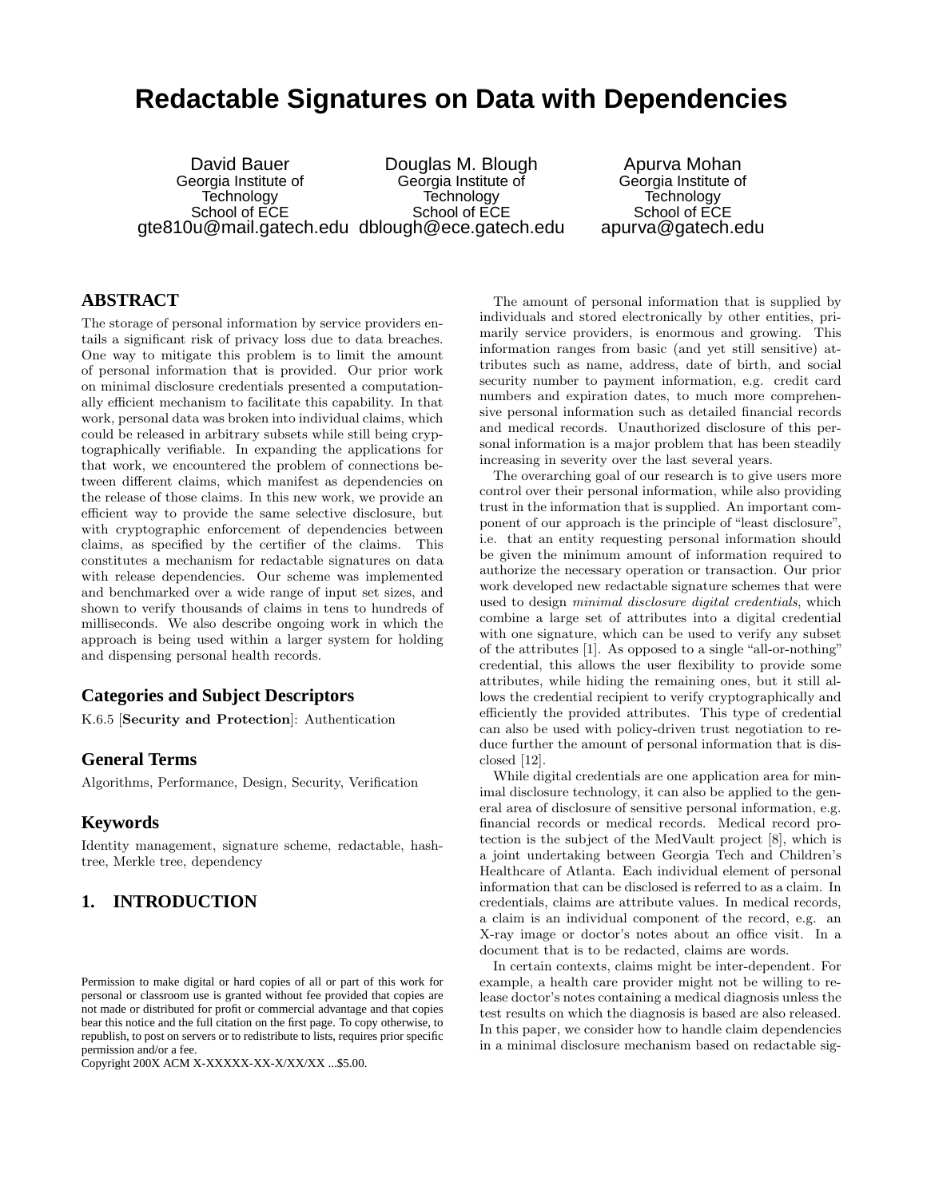# Redactable Signatures on Data with Dependencies

David Bauer
Georgia Institute of Technology
School of ECE
gte810u@mail.gatech.edu

Douglas M. Blough
Georgia Institute of Technology
School of ECE
dblough@ece.gatech.edu

Apurva Mohan
Georgia Institute of Technology
School of ECE
apurva@gatech.edu

## ABSTRACT

The storage of personal information by service providers entails a significant risk of privacy loss due to data breaches. One way to mitigate this problem is to limit the amount of personal information that is provided. Our prior work on minimal disclosure credentials presented a computationally efficient mechanism to facilitate this capability. In that work, personal data was broken into individual claims, which could be released in arbitrary subsets while still being cryptographically verifiable. In expanding the applications for that work, we encountered the problem of connections between different claims, which manifest as dependencies on the release of those claims. In this new work, we provide an efficient way to provide the same selective disclosure, but with cryptographic enforcement of dependencies between claims, as specified by the certifier of the claims. This constitutes a mechanism for redactable signatures on data with release dependencies. Our scheme was implemented and benchmarked over a wide range of input set sizes, and shown to verify thousands of claims in tens to hundreds of milliseconds. We also describe ongoing work in which the approach is being used within a larger system for holding and dispensing personal health records.

### Categories and Subject Descriptors

K.6.5 [**Security and Protection**]: Authentication

### General Terms

Algorithms, Performance, Design, Security, Verification

### Keywords

Identity management, signature scheme, redactable, hash-tree, Merkle tree, dependency

## 1. INTRODUCTION

The amount of personal information that is supplied by individuals and stored electronically by other entities, primarily service providers, is enormous and growing. This information ranges from basic (and yet still sensitive) attributes such as name, address, date of birth, and social security number to payment information, e.g. credit card numbers and expiration dates, to much more comprehensive personal information such as detailed financial records and medical records. Unauthorized disclosure of this personal information is a major problem that has been steadily increasing in severity over the last several years.

The overarching goal of our research is to give users more control over their personal information, while also providing trust in the information that is supplied. An important component of our approach is the principle of "least disclosure", i.e. that an entity requesting personal information should be given the minimum amount of information required to authorize the necessary operation or transaction. Our prior work developed new redactable signature schemes that were used to design *minimal disclosure digital credentials*, which combine a large set of attributes into a digital credential with one signature, which can be used to verify any subset of the attributes [1]. As opposed to a single "all-or-nothing" credential, this allows the user flexibility to provide some attributes, while hiding the remaining ones, but it still allows the credential recipient to verify cryptographically and efficiently the provided attributes. This type of credential can also be used with policy-driven trust negotiation to reduce further the amount of personal information that is disclosed [12].

While digital credentials are one application area for minimal disclosure technology, it can also be applied to the general area of disclosure of sensitive personal information, e.g. financial records or medical records. Medical record protection is the subject of the MedVault project [8], which is a joint undertaking between Georgia Tech and Children's Healthcare of Atlanta. Each individual element of personal information that can be disclosed is referred to as a claim. In credentials, claims are attribute values. In medical records, a claim is an individual component of the record, e.g. an X-ray image or doctor's notes about an office visit. In a document that is to be redacted, claims are words.

In certain contexts, claims might be inter-dependent. For example, a health care provider might not be willing to release doctor's notes containing a medical diagnosis unless the test results on which the diagnosis is based are also released. In this paper, we consider how to handle claim dependencies in a minimal disclosure mechanism based on redactable sig-

Permission to make digital or hard copies of all or part of this work for personal or classroom use is granted without fee provided that copies are not made or distributed for profit or commercial advantage and that copies bear this notice and the full citation on the first page. To copy otherwise, to republish, to post on servers or to redistribute to lists, requires prior specific permission and/or a fee.
Copyright 200X ACM X-XXXXX-XX-X/XX/XX ...$5.00.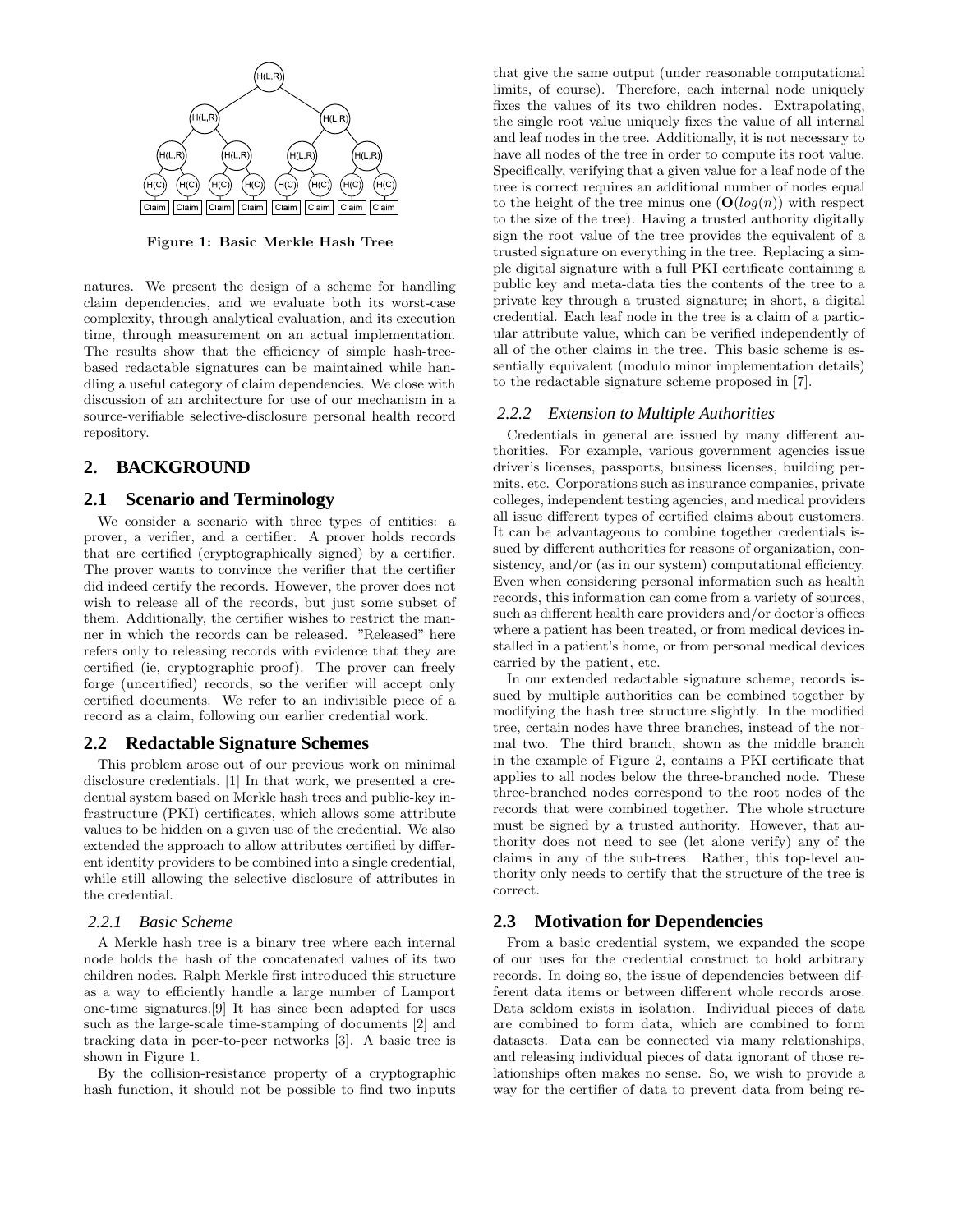Figure 1: Basic Merkle Hash Tree

natures. We present the design of a scheme for handling claim dependencies, and we evaluate both its worst-case complexity, through analytical evaluation, and its execution time, through measurement on an actual implementation. The results show that the efficiency of simple hash-tree-based redactable signatures can be maintained while handling a useful category of claim dependencies. We close with discussion of an architecture for use of our mechanism in a source-verifiable selective-disclosure personal health record repository.

## 2. BACKGROUND

### 2.1 Scenario and Terminology

We consider a scenario with three types of entities: a prover, a verifier, and a certifier. A prover holds records that are certified (cryptographically signed) by a certifier. The prover wants to convince the verifier that the certifier did indeed certify the records. However, the prover does not wish to release all of the records, but just some subset of them. Additionally, the certifier wishes to restrict the manner in which the records can be released. "Released" here refers only to releasing records with evidence that they are certified (ie, cryptographic proof). The prover can freely forge (uncertified) records, so the verifier will accept only certified documents. We refer to an indivisible piece of a record as a claim, following our earlier credential work.

### 2.2 Redactable Signature Schemes

This problem arose out of our previous work on minimal disclosure credentials. [1] In that work, we presented a credential system based on Merkle hash trees and public-key infrastructure (PKI) certificates, which allows some attribute values to be hidden on a given use of the credential. We also extended the approach to allow attributes certified by different identity providers to be combined into a single credential, while still allowing the selective disclosure of attributes in the credential.

#### 2.2.1 Basic Scheme

A Merkle hash tree is a binary tree where each internal node holds the hash of the concatenated values of its two children nodes. Ralph Merkle first introduced this structure as a way to efficiently handle a large number of Lamport one-time signatures.[9] It has since been adapted for uses such as the large-scale time-stamping of documents [2] and tracking data in peer-to-peer networks [3]. A basic tree is shown in Figure 1.

By the collision-resistance property of a cryptographic hash function, it should not be possible to find two inputs that give the same output (under reasonable computational limits, of course). Therefore, each internal node uniquely fixes the values of its two children nodes. Extrapolating, the single root value uniquely fixes the value of all internal and leaf nodes in the tree. Additionally, it is not necessary to have all nodes of the tree in order to compute its root value. Specifically, verifying that a given value for a leaf node of the tree is correct requires an additional number of nodes equal to the height of the tree minus one ($\mathbf{O}(log(n))$ with respect to the size of the tree). Having a trusted authority digitally sign the root value of the tree provides the equivalent of a trusted signature on everything in the tree. Replacing a simple digital signature with a full PKI certificate containing a public key and meta-data ties the contents of the tree to a private key through a trusted signature; in short, a digital credential. Each leaf node in the tree is a claim of a particular attribute value, which can be verified independently of all of the other claims in the tree. This basic scheme is essentially equivalent (modulo minor implementation details) to the redactable signature scheme proposed in [7].

#### 2.2.2 Extension to Multiple Authorities

Credentials in general are issued by many different authorities. For example, various government agencies issue driver's licenses, passports, business licenses, building permits, etc. Corporations such as insurance companies, private colleges, independent testing agencies, and medical providers all issue different types of certified claims about customers. It can be advantageous to combine together credentials issued by different authorities for reasons of organization, consistency, and/or (as in our system) computational efficiency. Even when considering personal information such as health records, this information can come from a variety of sources, such as different health care providers and/or doctor's offices where a patient has been treated, or from medical devices installed in a patient's home, or from personal medical devices carried by the patient, etc.

In our extended redactable signature scheme, records issued by multiple authorities can be combined together by modifying the hash tree structure slightly. In the modified tree, certain nodes have three branches, instead of the normal two. The third branch, shown as the middle branch in the example of Figure 2, contains a PKI certificate that applies to all nodes below the three-branched node. These three-branched nodes correspond to the root nodes of the records that were combined together. The whole structure must be signed by a trusted authority. However, that authority does not need to see (let alone verify) any of the claims in any of the sub-trees. Rather, this top-level authority only needs to certify that the structure of the tree is correct.

### 2.3 Motivation for Dependencies

From a basic credential system, we expanded the scope of our uses for the credential construct to hold arbitrary records. In doing so, the issue of dependencies between different data items or between different whole records arose. Data seldom exists in isolation. Individual pieces of data are combined to form data, which are combined to form datasets. Data can be connected via many relationships, and releasing individual pieces of data ignorant of those relationships often makes no sense. So, we wish to provide a way for the certifier of data to prevent data from being re-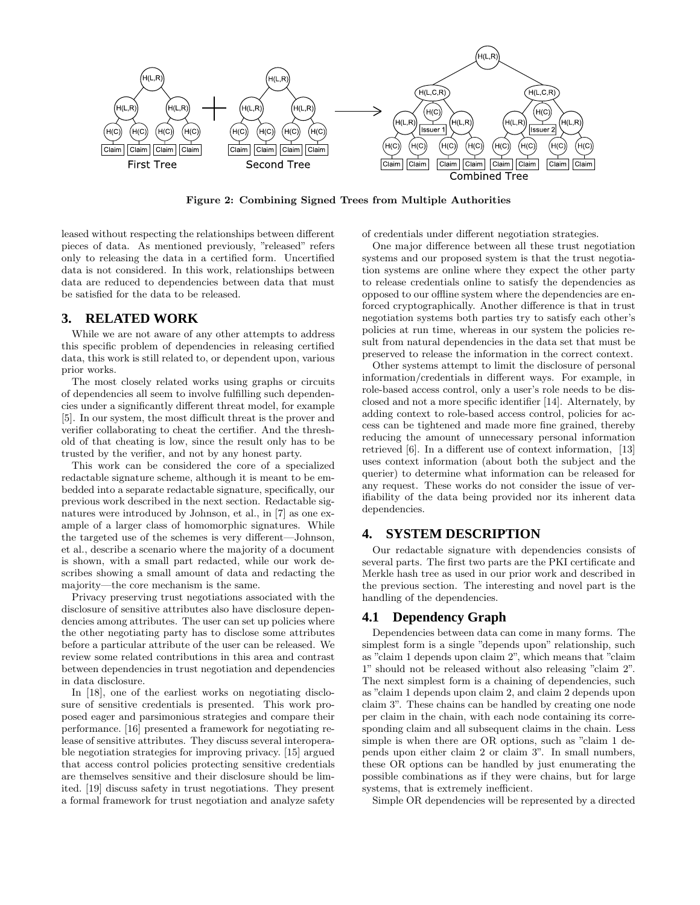Figure 2: Combining Signed Trees from Multiple Authorities

leased without respecting the relationships between different pieces of data. As mentioned previously, "released" refers only to releasing the data in a certified form. Uncertified data is not considered. In this work, relationships between data are reduced to dependencies between data that must be satisfied for the data to be released.

## 3. RELATED WORK

While we are not aware of any other attempts to address this specific problem of dependencies in releasing certified data, this work is still related to, or dependent upon, various prior works.

The most closely related works using graphs or circuits of dependencies all seem to involve fulfilling such dependencies under a significantly different threat model, for example [5]. In our system, the most difficult threat is the prover and verifier collaborating to cheat the certifier. And the threshold of that cheating is low, since the result only has to be trusted by the verifier, and not by any honest party.

This work can be considered the core of a specialized redactable signature scheme, although it is meant to be embedded into a separate redactable signature, specifically, our previous work described in the next section. Redactable signatures were introduced by Johnson, et al., in [7] as one example of a larger class of homomorphic signatures. While the targeted use of the schemes is very different—Johnson, et al., describe a scenario where the majority of a document is shown, with a small part redacted, while our work describes showing a small amount of data and redacting the majority—the core mechanism is the same.

Privacy preserving trust negotiations associated with the disclosure of sensitive attributes also have disclosure dependencies among attributes. The user can set up policies where the other negotiating party has to disclose some attributes before a particular attribute of the user can be released. We review some related contributions in this area and contrast between dependencies in trust negotiation and dependencies in data disclosure.

In [18], one of the earliest works on negotiating disclosure of sensitive credentials is presented. This work proposed eager and parsimonious strategies and compare their performance. [16] presented a framework for negotiating release of sensitive attributes. They discuss several interoperable negotiation strategies for improving privacy. [15] argued that access control policies protecting sensitive credentials are themselves sensitive and their disclosure should be limited. [19] discuss safety in trust negotiations. They present a formal framework for trust negotiation and analyze safety of credentials under different negotiation strategies.

One major difference between all these trust negotiation systems and our proposed system is that the trust negotiation systems are online where they expect the other party to release credentials online to satisfy the dependencies as opposed to our offline system where the dependencies are enforced cryptographically. Another difference is that in trust negotiation systems both parties try to satisfy each other's policies at run time, whereas in our system the policies result from natural dependencies in the data set that must be preserved to release the information in the correct context.

Other systems attempt to limit the disclosure of personal information/credentials in different ways. For example, in role-based access control, only a user's role needs to be disclosed and not a more specific identifier [14]. Alternately, by adding context to role-based access control, policies for access can be tightened and made more fine grained, thereby reducing the amount of unnecessary personal information retrieved [6]. In a different use of context information, [13] uses context information (about both the subject and the querier) to determine what information can be released for any request. These works do not consider the issue of verifiability of the data being provided nor its inherent data dependencies.

## 4. SYSTEM DESCRIPTION

Our redactable signature with dependencies consists of several parts. The first two parts are the PKI certificate and Merkle hash tree as used in our prior work and described in the previous section. The interesting and novel part is the handling of the dependencies.

### 4.1 Dependency Graph

Dependencies between data can come in many forms. The simplest form is a single "depends upon" relationship, such as "claim 1 depends upon claim 2", which means that "claim 1" should not be released without also releasing "claim 2". The next simplest form is a chaining of dependencies, such as "claim 1 depends upon claim 2, and claim 2 depends upon claim 3". These chains can be handled by creating one node per claim in the chain, with each node containing its corresponding claim and all subsequent claims in the chain. Less simple is when there are OR options, such as "claim 1 depends upon either claim 2 or claim 3". In small numbers, these OR options can be handled by just enumerating the possible combinations as if they were chains, but for large systems, that is extremely inefficient.

Simple OR dependencies will be represented by a directed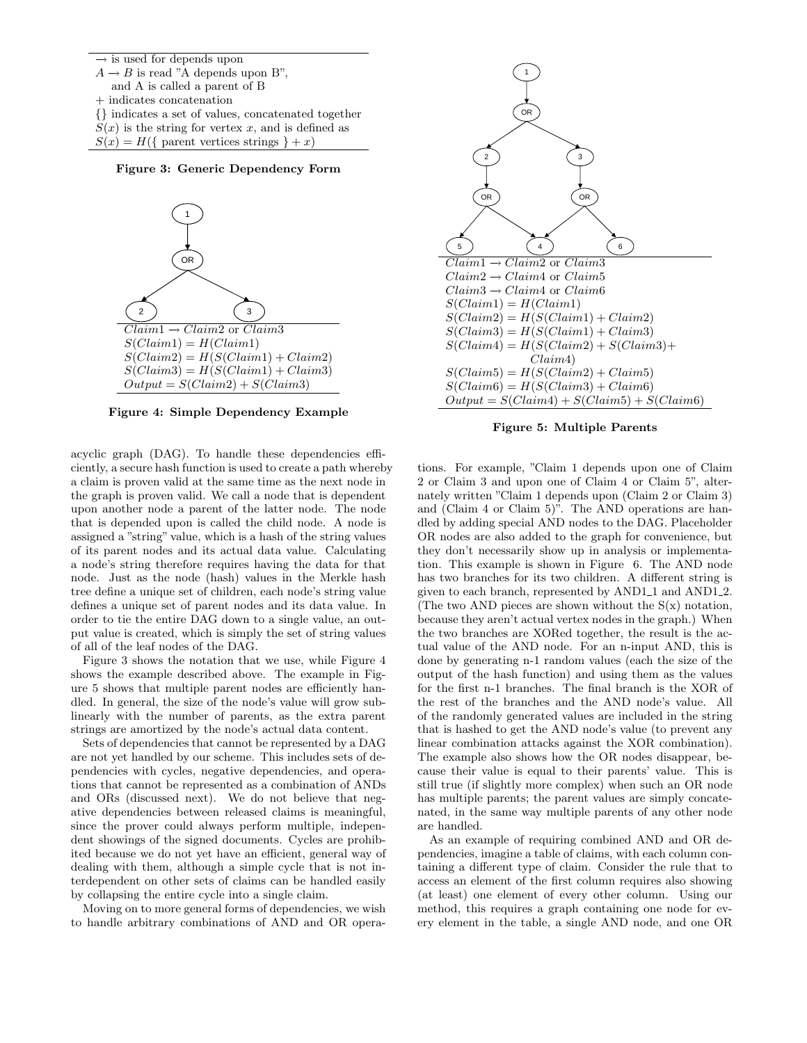$\rightarrow$ is used for depends upon
$A \rightarrow B$ is read "A depends upon B",
and A is called a parent of B
+ indicates concatenation
{} indicates a set of values, concatenated together
$S(x)$ is the string for vertex $x$, and is defined as
$S(x) = H(\{\text{ parent vertices strings }\} + x)$

**Figure 3: Generic Dependency Form**

$Claim1 \rightarrow Claim2$ or $Claim3$
$S(Claim1) = H(Claim1)$
$S(Claim2) = H(S(Claim1) + Claim2)$
$S(Claim3) = H(S(Claim1) + Claim3)$
$Output = S(Claim2) + S(Claim3)$

**Figure 4: Simple Dependency Example**

$Claim1 \rightarrow Claim2$ or $Claim3$
$Claim2 \rightarrow Claim4$ or $Claim5$
$Claim3 \rightarrow Claim4$ or $Claim6$
$S(Claim1) = H(Claim1)$
$S(Claim2) = H(S(Claim1) + Claim2)$
$S(Claim3) = H(S(Claim1) + Claim3)$
$S(Claim4) = H(S(Claim2) + S(Claim3) + Claim4)$
$S(Claim5) = H(S(Claim2) + Claim5)$
$S(Claim6) = H(S(Claim3) + Claim6)$
$Output = S(Claim4) + S(Claim5) + S(Claim6)$

**Figure 5: Multiple Parents**

acyclic graph (DAG). To handle these dependencies efficiently, a secure hash function is used to create a path whereby a claim is proven valid at the same time as the next node in the graph is proven valid. We call a node that is dependent upon another node a parent of the latter node. The node that is depended upon is called the child node. A node is assigned a "string" value, which is a hash of the string values of its parent nodes and its actual data value. Calculating a node's string therefore requires having the data for that node. Just as the node (hash) values in the Merkle hash tree define a unique set of children, each node's string value defines a unique set of parent nodes and its data value. In order to tie the entire DAG down to a single value, an output value is created, which is simply the set of string values of all of the leaf nodes of the DAG.

Figure 3 shows the notation that we use, while Figure 4 shows the example described above. The example in Figure 5 shows that multiple parent nodes are efficiently handled. In general, the size of the node's value will grow sublinearly with the number of parents, as the extra parent strings are amortized by the node's actual data content.

Sets of dependencies that cannot be represented by a DAG are not yet handled by our scheme. This includes sets of dependencies with cycles, negative dependencies, and operations that cannot be represented as a combination of ANDs and ORs (discussed next). We do not believe that negative dependencies between released claims is meaningful, since the prover could always perform multiple, independent showings of the signed documents. Cycles are prohibited because we do not yet have an efficient, general way of dealing with them, although a simple cycle that is not interdependent on other sets of claims can be handled easily by collapsing the entire cycle into a single claim.

Moving on to more general forms of dependencies, we wish to handle arbitrary combinations of AND and OR operations. For example, "Claim 1 depends upon one of Claim 2 or Claim 3 and upon one of Claim 4 or Claim 5", alternately written "Claim 1 depends upon (Claim 2 or Claim 3) and (Claim 4 or Claim 5)". The AND operations are handled by adding special AND nodes to the DAG. Placeholder OR nodes are also added to the graph for convenience, but they don't necessarily show up in analysis or implementation. This example is shown in Figure 6. The AND node has two branches for its two children. A different string is given to each branch, represented by AND1_1 and AND1_2. (The two AND pieces are shown without the S(x) notation, because they aren't actual vertex nodes in the graph.) When the two branches are XORed together, the result is the actual value of the AND node. For an n-input AND, this is done by generating n-1 random values (each the size of the output of the hash function) and using them as the values for the first n-1 branches. The final branch is the XOR of the rest of the branches and the AND node's value. All of the randomly generated values are included in the string that is hashed to get the AND node's value (to prevent any linear combination attacks against the XOR combination). The example also shows how the OR nodes disappear, because their value is equal to their parents' value. This is still true (if slightly more complex) when such an OR node has multiple parents; the parent values are simply concatenated, in the same way multiple parents of any other node are handled.

As an example of requiring combined AND and OR dependencies, imagine a table of claims, with each column containing a different type of claim. Consider the rule that to access an element of the first column requires also showing (at least) one element of every other column. Using our method, this requires a graph containing one node for every element in the table, a single AND node, and one OR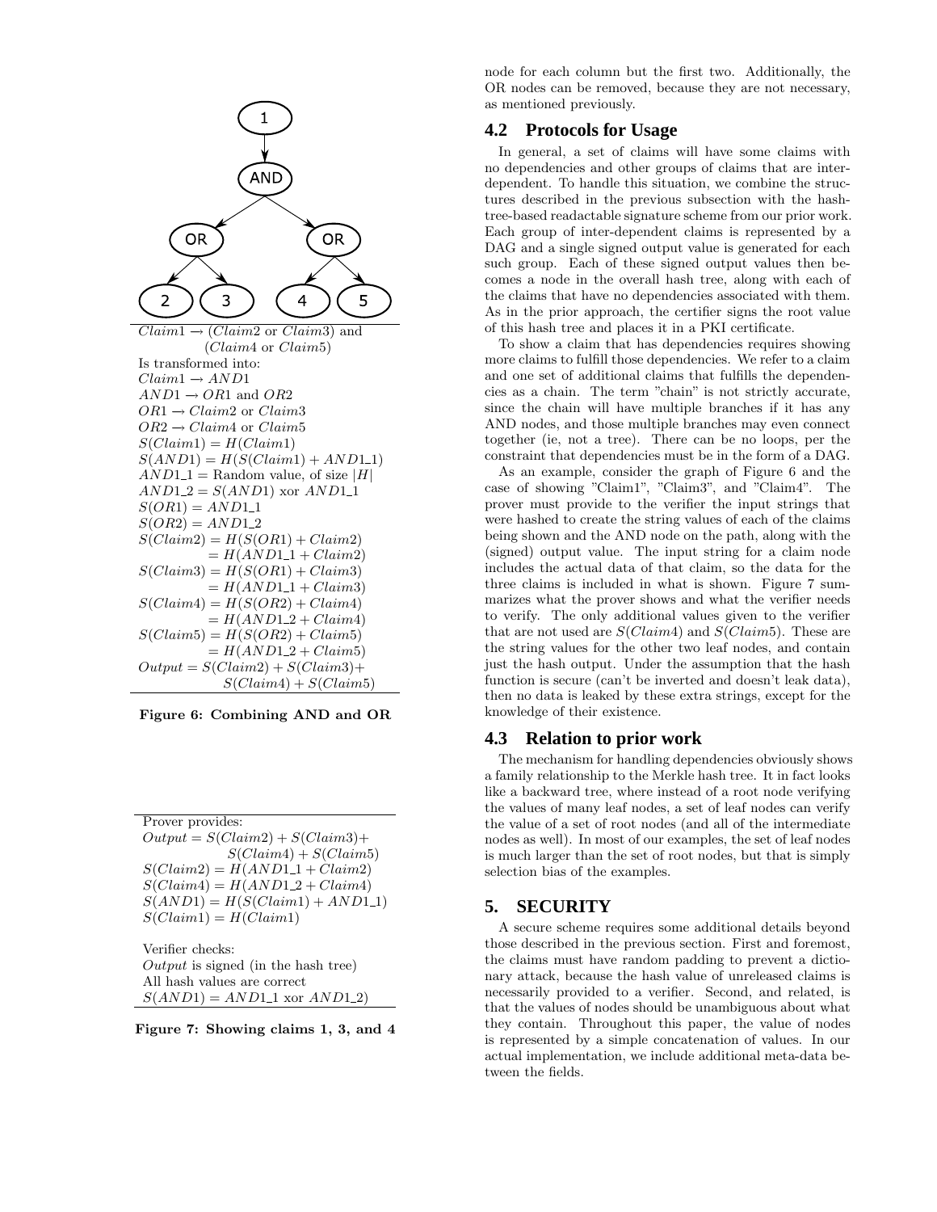$Claim1 \rightarrow (Claim2 \text{ or } Claim3)$ and $(Claim4 \text{ or } Claim5)$

Is transformed into:

$Claim1 \rightarrow AND1$

$AND1 \rightarrow OR1$ and $OR2$

$OR1 \rightarrow Claim2$ or $Claim3$

$OR2 \rightarrow Claim4$ or $Claim5$

$S(Claim1) = H(Claim1)$

$S(AND1) = H(S(Claim1) + AND1\_1)$

$AND1\_1 =$ Random value, of size $|H|$

$AND1\_2 = S(AND1)$ xor $AND1\_1$

$S(OR1) = AND1\_1$

$S(OR2) = AND1\_2$

$S(Claim2) = H(S(OR1) + Claim2)$
$= H(AND1\_1 + Claim2)$

$S(Claim3) = H(S(OR1) + Claim3)$
$= H(AND1\_1 + Claim3)$

$S(Claim4) = H(S(OR2) + Claim4)$
$= H(AND1\_2 + Claim4)$

$S(Claim5) = H(S(OR2) + Claim5)$
$= H(AND1\_2 + Claim5)$

$Output = S(Claim2) + S(Claim3) + S(Claim4) + S(Claim5)$

**Figure 6: Combining AND and OR**

Prover provides:

$Output = S(Claim2) + S(Claim3) + S(Claim4) + S(Claim5)$

$S(Claim2) = H(AND1\_1 + Claim2)$

$S(Claim4) = H(AND1\_2 + Claim4)$

$S(AND1) = H(S(Claim1) + AND1\_1)$

$S(Claim1) = H(Claim1)$

Verifier checks:

$Output$ is signed (in the hash tree)

All hash values are correct

$S(AND1) = AND1\_1$ xor $AND1\_2$

**Figure 7: Showing claims 1, 3, and 4**

node for each column but the first two. Additionally, the OR nodes can be removed, because they are not necessary, as mentioned previously.

## 4.2 Protocols for Usage

In general, a set of claims will have some claims with no dependencies and other groups of claims that are interdependent. To handle this situation, we combine the structures described in the previous subsection with the hash-tree-based readactable signature scheme from our prior work. Each group of inter-dependent claims is represented by a DAG and a single signed output value is generated for each such group. Each of these signed output values then becomes a node in the overall hash tree, along with each of the claims that have no dependencies associated with them. As in the prior approach, the certifier signs the root value of this hash tree and places it in a PKI certificate.

To show a claim that has dependencies requires showing more claims to fulfill those dependencies. We refer to a claim and one set of additional claims that fulfills the dependencies as a chain. The term "chain" is not strictly accurate, since the chain will have multiple branches if it has any AND nodes, and those multiple branches may even connect together (ie, not a tree). There can be no loops, per the constraint that dependencies must be in the form of a DAG.

As an example, consider the graph of Figure 6 and the case of showing "Claim1", "Claim3", and "Claim4". The prover must provide to the verifier the input strings that were hashed to create the string values of each of the claims being shown and the AND node on the path, along with the (signed) output value. The input string for a claim node includes the actual data of that claim, so the data for the three claims is included in what is shown. Figure 7 summarizes what the prover shows and what the verifier needs to verify. The only additional values given to the verifier that are not used are $S(Claim4)$ and $S(Claim5)$. These are the string values for the other two leaf nodes, and contain just the hash output. Under the assumption that the hash function is secure (can't be inverted and doesn't leak data), then no data is leaked by these extra strings, except for the knowledge of their existence.

## 4.3 Relation to prior work

The mechanism for handling dependencies obviously shows a family relationship to the Merkle hash tree. It in fact looks like a backward tree, where instead of a root node verifying the values of many leaf nodes, a set of leaf nodes can verify the value of a set of root nodes (and all of the intermediate nodes as well). In most of our examples, the set of leaf nodes is much larger than the set of root nodes, but that is simply selection bias of the examples.

# 5. SECURITY

A secure scheme requires some additional details beyond those described in the previous section. First and foremost, the claims must have random padding to prevent a dictionary attack, because the hash value of unreleased claims is necessarily provided to a verifier. Second, and related, is that the values of nodes should be unambiguous about what they contain. Throughout this paper, the value of nodes is represented by a simple concatenation of values. In our actual implementation, we include additional meta-data between the fields.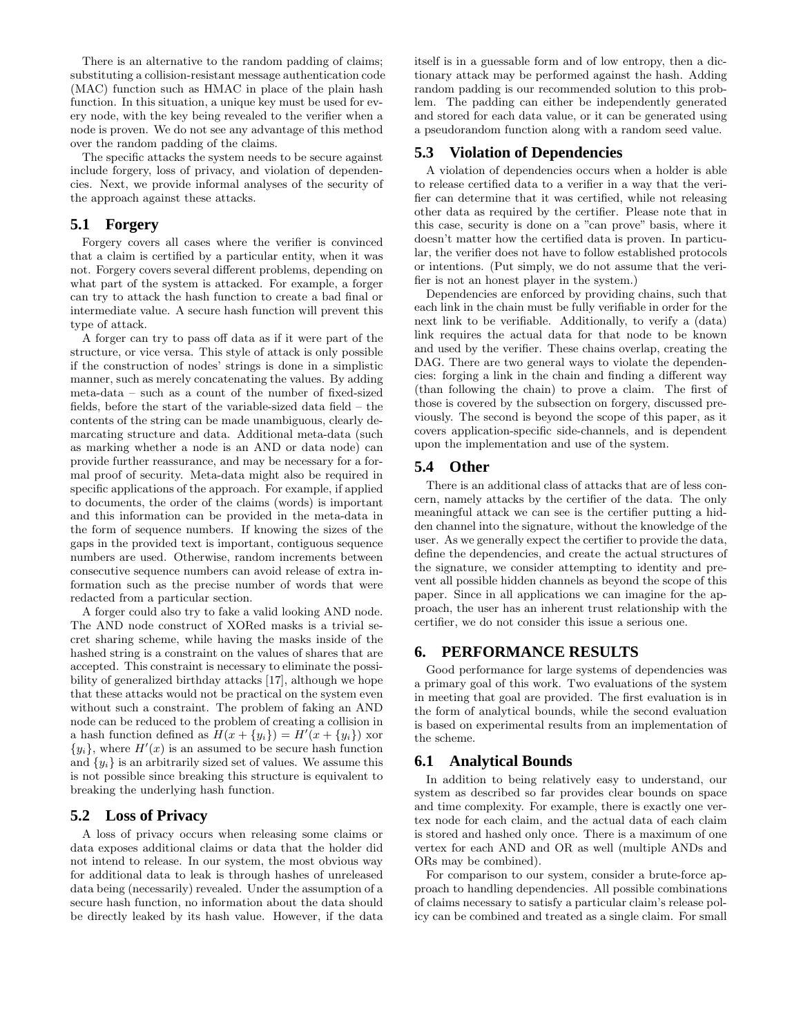There is an alternative to the random padding of claims; substituting a collision-resistant message authentication code (MAC) function such as HMAC in place of the plain hash function. In this situation, a unique key must be used for every node, with the key being revealed to the verifier when a node is proven. We do not see any advantage of this method over the random padding of the claims.

The specific attacks the system needs to be secure against include forgery, loss of privacy, and violation of dependencies. Next, we provide informal analyses of the security of the approach against these attacks.

## 5.1 Forgery

Forgery covers all cases where the verifier is convinced that a claim is certified by a particular entity, when it was not. Forgery covers several different problems, depending on what part of the system is attacked. For example, a forger can try to attack the hash function to create a bad final or intermediate value. A secure hash function will prevent this type of attack.

A forger can try to pass off data as if it were part of the structure, or vice versa. This style of attack is only possible if the construction of nodes' strings is done in a simplistic manner, such as merely concatenating the values. By adding meta-data – such as a count of the number of fixed-sized fields, before the start of the variable-sized data field – the contents of the string can be made unambiguous, clearly demarcating structure and data. Additional meta-data (such as marking whether a node is an AND or data node) can provide further reassurance, and may be necessary for a formal proof of security. Meta-data might also be required in specific applications of the approach. For example, if applied to documents, the order of the claims (words) is important and this information can be provided in the meta-data in the form of sequence numbers. If knowing the sizes of the gaps in the provided text is important, contiguous sequence numbers are used. Otherwise, random increments between consecutive sequence numbers can avoid release of extra information such as the precise number of words that were redacted from a particular section.

A forger could also try to fake a valid looking AND node. The AND node construct of XORed masks is a trivial secret sharing scheme, while having the masks inside of the hashed string is a constraint on the values of shares that are accepted. This constraint is necessary to eliminate the possibility of generalized birthday attacks [17], although we hope that these attacks would not be practical on the system even without such a constraint. The problem of faking an AND node can be reduced to the problem of creating a collision in a hash function defined as $H(x + \{y_i\}) = H'(x + \{y_i\})$ xor $\{y_i\}$, where $H'(x)$ is an assumed to be secure hash function and $\{y_i\}$ is an arbitrarily sized set of values. We assume this is not possible since breaking this structure is equivalent to breaking the underlying hash function.

## 5.2 Loss of Privacy

A loss of privacy occurs when releasing some claims or data exposes additional claims or data that the holder did not intend to release. In our system, the most obvious way for additional data to leak is through hashes of unreleased data being (necessarily) revealed. Under the assumption of a secure hash function, no information about the data should be directly leaked by its hash value. However, if the data itself is in a guessable form and of low entropy, then a dictionary attack may be performed against the hash. Adding random padding is our recommended solution to this problem. The padding can either be independently generated and stored for each data value, or it can be generated using a pseudorandom function along with a random seed value.

## 5.3 Violation of Dependencies

A violation of dependencies occurs when a holder is able to release certified data to a verifier in a way that the verifier can determine that it was certified, while not releasing other data as required by the certifier. Please note that in this case, security is done on a "can prove" basis, where it doesn't matter how the certified data is proven. In particular, the verifier does not have to follow established protocols or intentions. (Put simply, we do not assume that the verifier is not an honest player in the system.)

Dependencies are enforced by providing chains, such that each link in the chain must be fully verifiable in order for the next link to be verifiable. Additionally, to verify a (data) link requires the actual data for that node to be known and used by the verifier. These chains overlap, creating the DAG. There are two general ways to violate the dependencies: forging a link in the chain and finding a different way (than following the chain) to prove a claim. The first of those is covered by the subsection on forgery, discussed previously. The second is beyond the scope of this paper, as it covers application-specific side-channels, and is dependent upon the implementation and use of the system.

## 5.4 Other

There is an additional class of attacks that are of less concern, namely attacks by the certifier of the data. The only meaningful attack we can see is the certifier putting a hidden channel into the signature, without the knowledge of the user. As we generally expect the certifier to provide the data, define the dependencies, and create the actual structures of the signature, we consider attempting to identity and prevent all possible hidden channels as beyond the scope of this paper. Since in all applications we can imagine for the approach, the user has an inherent trust relationship with the certifier, we do not consider this issue a serious one.

# 6. PERFORMANCE RESULTS

Good performance for large systems of dependencies was a primary goal of this work. Two evaluations of the system in meeting that goal are provided. The first evaluation is in the form of analytical bounds, while the second evaluation is based on experimental results from an implementation of the scheme.

## 6.1 Analytical Bounds

In addition to being relatively easy to understand, our system as described so far provides clear bounds on space and time complexity. For example, there is exactly one vertex node for each claim, and the actual data of each claim is stored and hashed only once. There is a maximum of one vertex for each AND and OR as well (multiple ANDs and ORs may be combined).

For comparison to our system, consider a brute-force approach to handling dependencies. All possible combinations of claims necessary to satisfy a particular claim's release policy can be combined and treated as a single claim. For small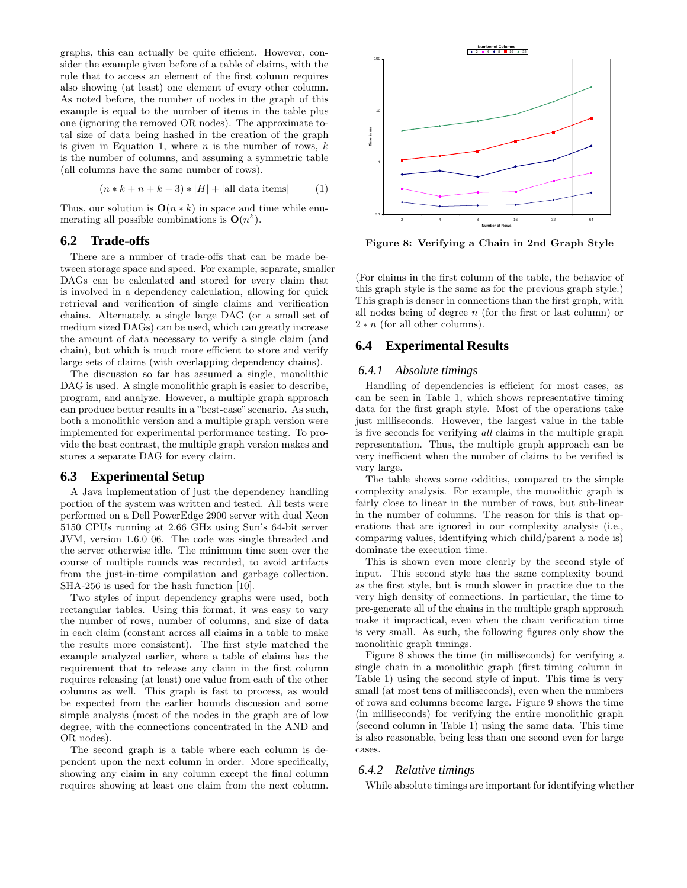graphs, this can actually be quite efficient. However, consider the example given before of a table of claims, with the rule that to access an element of the first column requires also showing (at least) one element of every other column. As noted before, the number of nodes in the graph of this example is equal to the number of items in the table plus one (ignoring the removed OR nodes). The approximate total size of data being hashed in the creation of the graph is given in Equation 1, where $n$ is the number of rows, $k$ is the number of columns, and assuming a symmetric table (all columns have the same number of rows).

$$(n * k + n + k - 3) * |H| + |\text{all data items}| \qquad (1)$$

Thus, our solution is $\mathbf{O}(n * k)$ in space and time while enumerating all possible combinations is $\mathbf{O}(n^k)$.

## 6.2 Trade-offs

There are a number of trade-offs that can be made between storage space and speed. For example, separate, smaller DAGs can be calculated and stored for every claim that is involved in a dependency calculation, allowing for quick retrieval and verification of single claims and verification chains. Alternately, a single large DAG (or a small set of medium sized DAGs) can be used, which can greatly increase the amount of data necessary to verify a single claim (and chain), but which is much more efficient to store and verify large sets of claims (with overlapping dependency chains).

The discussion so far has assumed a single, monolithic DAG is used. A single monolithic graph is easier to describe, program, and analyze. However, a multiple graph approach can produce better results in a "best-case" scenario. As such, both a monolithic version and a multiple graph version were implemented for experimental performance testing. To provide the best contrast, the multiple graph version makes and stores a separate DAG for every claim.

## 6.3 Experimental Setup

A Java implementation of just the dependency handling portion of the system was written and tested. All tests were performed on a Dell PowerEdge 2900 server with dual Xeon 5150 CPUs running at 2.66 GHz using Sun's 64-bit server JVM, version 1.6.0_06. The code was single threaded and the server otherwise idle. The minimum time seen over the course of multiple rounds was recorded, to avoid artifacts from the just-in-time compilation and garbage collection. SHA-256 is used for the hash function [10].

Two styles of input dependency graphs were used, both rectangular tables. Using this format, it was easy to vary the number of rows, number of columns, and size of data in each claim (constant across all claims in a table to make the results more consistent). The first style matched the example analyzed earlier, where a table of claims has the requirement that to release any claim in the first column requires releasing (at least) one value from each of the other columns as well. This graph is fast to process, as would be expected from the earlier bounds discussion and some simple analysis (most of the nodes in the graph are of low degree, with the connections concentrated in the AND and OR nodes).

The second graph is a table where each column is dependent upon the next column in order. More specifically, showing any claim in any column except the final column requires showing at least one claim from the next column.

Figure 8: Verifying a Chain in 2nd Graph Style

(For claims in the first column of the table, the behavior of this graph style is the same as for the previous graph style.) This graph is denser in connections than the first graph, with all nodes being of degree $n$ (for the first or last column) or $2 * n$ (for all other columns).

## 6.4 Experimental Results

### 6.4.1 Absolute timings

Handling of dependencies is efficient for most cases, as can be seen in Table 1, which shows representative timing data for the first graph style. Most of the operations take just milliseconds. However, the largest value in the table is five seconds for verifying *all* claims in the multiple graph representation. Thus, the multiple graph approach can be very inefficient when the number of claims to be verified is very large.

The table shows some oddities, compared to the simple complexity analysis. For example, the monolithic graph is fairly close to linear in the number of rows, but sub-linear in the number of columns. The reason for this is that operations that are ignored in our complexity analysis (i.e., comparing values, identifying which child/parent a node is) dominate the execution time.

This is shown even more clearly by the second style of input. This second style has the same complexity bound as the first style, but is much slower in practice due to the very high density of connections. In particular, the time to pre-generate all of the chains in the multiple graph approach make it impractical, even when the chain verification time is very small. As such, the following figures only show the monolithic graph timings.

Figure 8 shows the time (in milliseconds) for verifying a single chain in a monolithic graph (first timing column in Table 1) using the second style of input. This time is very small (at most tens of milliseconds), even when the numbers of rows and columns become large. Figure 9 shows the time (in milliseconds) for verifying the entire monolithic graph (second column in Table 1) using the same data. This time is also reasonable, being less than one second even for large cases.

### 6.4.2 Relative timings

While absolute timings are important for identifying whether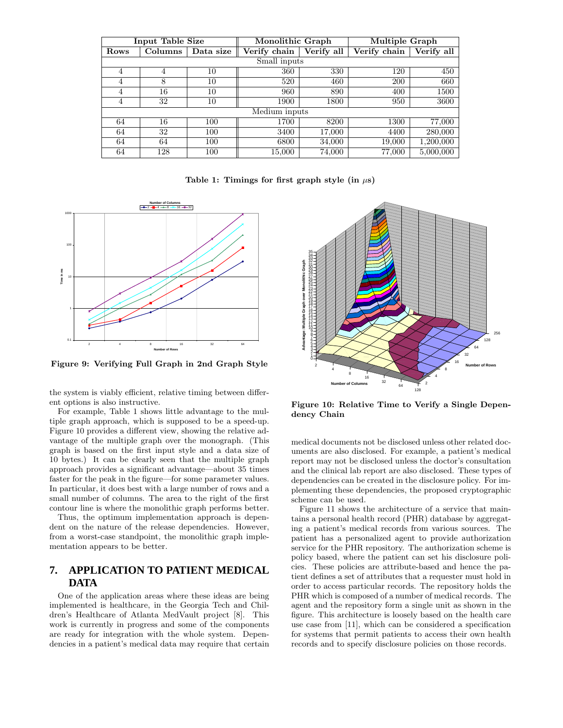| Input Table Size | | | Monolithic Graph | | Multiple Graph | |
|---|---|---|---|---|---|---|
| Rows | Columns | Data size | Verify chain | Verify all | Verify chain | Verify all |
| Small inputs | | | | | | |
| 4 | 4 | 10 | 360 | 330 | 120 | 450 |
| 4 | 8 | 10 | 520 | 460 | 200 | 660 |
| 4 | 16 | 10 | 960 | 890 | 400 | 1500 |
| 4 | 32 | 10 | 1900 | 1800 | 950 | 3600 |
| Medium inputs | | | | | | |
| 64 | 16 | 100 | 1700 | 8200 | 1300 | 77,000 |
| 64 | 32 | 100 | 3400 | 17,000 | 4400 | 280,000 |
| 64 | 64 | 100 | 6800 | 34,000 | 19,000 | 1,200,000 |
| 64 | 128 | 100 | 15,000 | 74,000 | 77,000 | 5,000,000 |

**Table 1: Timings for first graph style (in $\mu$s)**

**Figure 9: Verifying Full Graph in 2nd Graph Style**

**Figure 10: Relative Time to Verify a Single Dependency Chain**

the system is viably efficient, relative timing between different options is also instructive.

For example, Table 1 shows little advantage to the multiple graph approach, which is supposed to be a speed-up. Figure 10 provides a different view, showing the relative advantage of the multiple graph over the monograph. (This graph is based on the first input style and a data size of 10 bytes.) It can be clearly seen that the multiple graph approach provides a significant advantage—about 35 times faster for the peak in the figure—for some parameter values. In particular, it does best with a large number of rows and a small number of columns. The area to the right of the first contour line is where the monolithic graph performs better.

Thus, the optimum implementation approach is dependent on the nature of the release dependencies. However, from a worst-case standpoint, the monolithic graph implementation appears to be better.

# 7. APPLICATION TO PATIENT MEDICAL DATA

One of the application areas where these ideas are being implemented is healthcare, in the Georgia Tech and Children's Healthcare of Atlanta MedVault project [8]. This work is currently in progress and some of the components are ready for integration with the whole system. Dependencies in a patient's medical data may require that certain medical documents not be disclosed unless other related documents are also disclosed. For example, a patient's medical report may not be disclosed unless the doctor's consultation and the clinical lab report are also disclosed. These types of dependencies can be created in the disclosure policy. For implementing these dependencies, the proposed cryptographic scheme can be used.

Figure 11 shows the architecture of a service that maintains a personal health record (PHR) database by aggregating a patient's medical records from various sources. The patient has a personalized agent to provide authorization service for the PHR repository. The authorization scheme is policy based, where the patient can set his disclosure policies. These policies are attribute-based and hence the patient defines a set of attributes that a requester must hold in order to access particular records. The repository holds the PHR which is composed of a number of medical records. The agent and the repository form a single unit as shown in the figure. This architecture is loosely based on the health care use case from [11], which can be considered a specification for systems that permit patients to access their own health records and to specify disclosure policies on those records.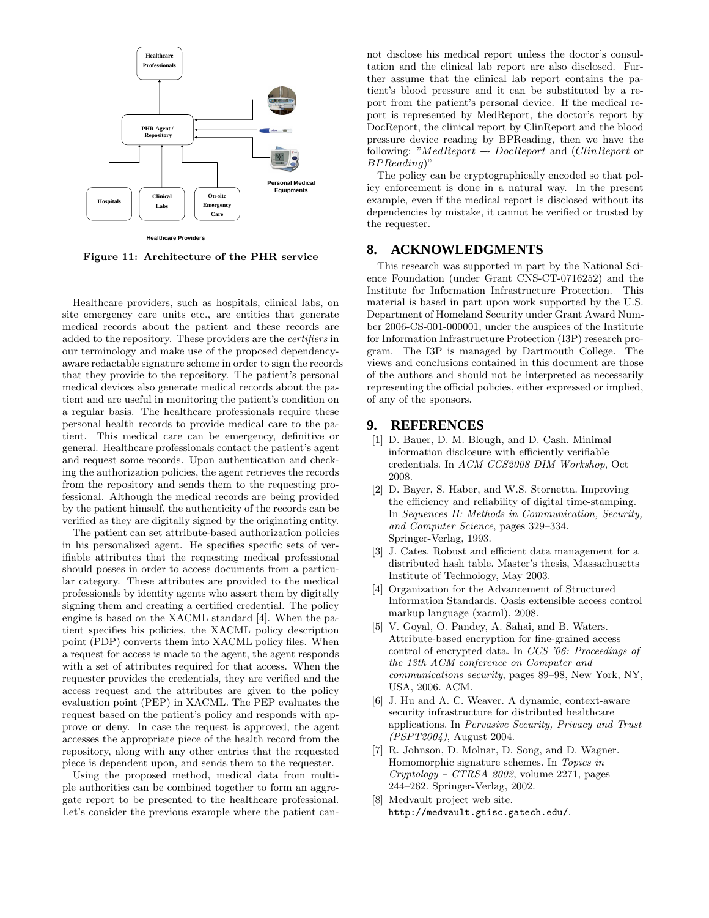Healthcare Professionals

PHR Agent / Repository

Personal Medical Equipments

Hospitals

Clinical Labs

On-site Emergency Care

Healthcare Providers

**Figure 11: Architecture of the PHR service**

Healthcare providers, such as hospitals, clinical labs, on site emergency care units etc., are entities that generate medical records about the patient and these records are added to the repository. These providers are the *certifiers* in our terminology and make use of the proposed dependency-aware redactable signature scheme in order to sign the records that they provide to the repository. The patient's personal medical devices also generate medical records about the patient and are useful in monitoring the patient's condition on a regular basis. The healthcare professionals require these personal health records to provide medical care to the patient. This medical care can be emergency, definitive or general. Healthcare professionals contact the patient's agent and request some records. Upon authentication and checking the authorization policies, the agent retrieves the records from the repository and sends them to the requesting professional. Although the medical records are being provided by the patient himself, the authenticity of the records can be verified as they are digitally signed by the originating entity.

The patient can set attribute-based authorization policies in his personalized agent. He specifies specific sets of verifiable attributes that the requesting medical professional should posses in order to access documents from a particular category. These attributes are provided to the medical professionals by identity agents who assert them by digitally signing them and creating a certified credential. The policy engine is based on the XACML standard [4]. When the patient specifies his policies, the XACML policy description point (PDP) converts them into XACML policy files. When a request for access is made to the agent, the agent responds with a set of attributes required for that access. When the requester provides the credentials, they are verified and the access request and the attributes are given to the policy evaluation point (PEP) in XACML. The PEP evaluates the request based on the patient's policy and responds with approve or deny. In case the request is approved, the agent accesses the appropriate piece of the health record from the repository, along with any other entries that the requested piece is dependent upon, and sends them to the requester.

Using the proposed method, medical data from multiple authorities can be combined together to form an aggregate report to be presented to the healthcare professional. Let's consider the previous example where the patient cannot disclose his medical report unless the doctor's consultation and the clinical lab report are also disclosed. Further assume that the clinical lab report contains the patient's blood pressure and it can be substituted by a report from the patient's personal device. If the medical report is represented by MedReport, the doctor's report by DocReport, the clinical report by ClinReport and the blood pressure device reading by BPReading, then we have the following: "$MedReport \rightarrow DocReport$ and ($ClinReport$ or $BPReading$)"

The policy can be cryptographically encoded so that policy enforcement is done in a natural way. In the present example, even if the medical report is disclosed without its dependencies by mistake, it cannot be verified or trusted by the requester.

## 8. ACKNOWLEDGMENTS

This research was supported in part by the National Science Foundation (under Grant CNS-CT-0716252) and the Institute for Information Infrastructure Protection. This material is based in part upon work supported by the U.S. Department of Homeland Security under Grant Award Number 2006-CS-001-000001, under the auspices of the Institute for Information Infrastructure Protection (I3P) research program. The I3P is managed by Dartmouth College. The views and conclusions contained in this document are those of the authors and should not be interpreted as necessarily representing the official policies, either expressed or implied, of any of the sponsors.

## 9. REFERENCES

[1] D. Bauer, D. M. Blough, and D. Cash. Minimal information disclosure with efficiently verifiable credentials. In *ACM CCS2008 DIM Workshop*, Oct 2008.

[2] D. Bayer, S. Haber, and W.S. Stornetta. Improving the efficiency and reliability of digital time-stamping. In *Sequences II: Methods in Communication, Security, and Computer Science*, pages 329–334. Springer-Verlag, 1993.

[3] J. Cates. Robust and efficient data management for a distributed hash table. Master's thesis, Massachusetts Institute of Technology, May 2003.

[4] Organization for the Advancement of Structured Information Standards. Oasis extensible access control markup language (xacml), 2008.

[5] V. Goyal, O. Pandey, A. Sahai, and B. Waters. Attribute-based encryption for fine-grained access control of encrypted data. In *CCS '06: Proceedings of the 13th ACM conference on Computer and communications security*, pages 89–98, New York, NY, USA, 2006. ACM.

[6] J. Hu and A. C. Weaver. A dynamic, context-aware security infrastructure for distributed healthcare applications. In *Pervasive Security, Privacy and Trust (PSPT2004)*, August 2004.

[7] R. Johnson, D. Molnar, D. Song, and D. Wagner. Homomorphic signature schemes. In *Topics in Cryptology – CTRSA 2002*, volume 2271, pages 244–262. Springer-Verlag, 2002.

[8] Medvault project web site. http://medvault.gtisc.gatech.edu/.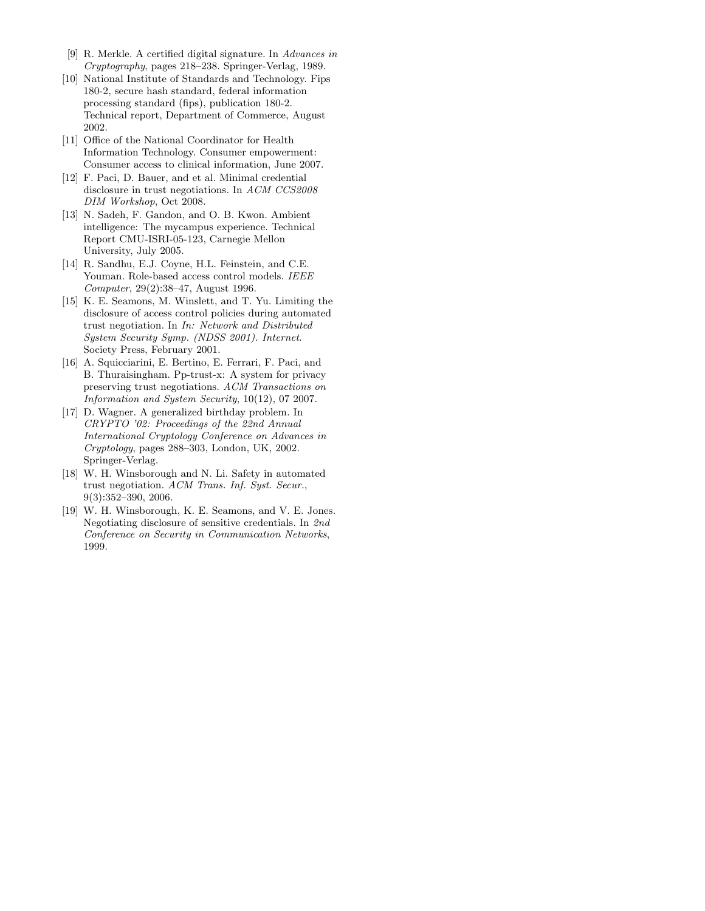[9] R. Merkle. A certified digital signature. In *Advances in Cryptography*, pages 218–238. Springer-Verlag, 1989.

[10] National Institute of Standards and Technology. Fips 180-2, secure hash standard, federal information processing standard (fips), publication 180-2. Technical report, Department of Commerce, August 2002.

[11] Office of the National Coordinator for Health Information Technology. Consumer empowerment: Consumer access to clinical information, June 2007.

[12] F. Paci, D. Bauer, and et al. Minimal credential disclosure in trust negotiations. In *ACM CCS2008 DIM Workshop*, Oct 2008.

[13] N. Sadeh, F. Gandon, and O. B. Kwon. Ambient intelligence: The mycampus experience. Technical Report CMU-ISRI-05-123, Carnegie Mellon University, July 2005.

[14] R. Sandhu, E.J. Coyne, H.L. Feinstein, and C.E. Youman. Role-based access control models. *IEEE Computer*, 29(2):38–47, August 1996.

[15] K. E. Seamons, M. Winslett, and T. Yu. Limiting the disclosure of access control policies during automated trust negotiation. In *In: Network and Distributed System Security Symp. (NDSS 2001). Internet*. Society Press, February 2001.

[16] A. Squicciarini, E. Bertino, E. Ferrari, F. Paci, and B. Thuraisingham. Pp-trust-x: A system for privacy preserving trust negotiations. *ACM Transactions on Information and System Security*, 10(12), 07 2007.

[17] D. Wagner. A generalized birthday problem. In *CRYPTO '02: Proceedings of the 22nd Annual International Cryptology Conference on Advances in Cryptology*, pages 288–303, London, UK, 2002. Springer-Verlag.

[18] W. H. Winsborough and N. Li. Safety in automated trust negotiation. *ACM Trans. Inf. Syst. Secur.*, 9(3):352–390, 2006.

[19] W. H. Winsborough, K. E. Seamons, and V. E. Jones. Negotiating disclosure of sensitive credentials. In *2nd Conference on Security in Communication Networks*, 1999.